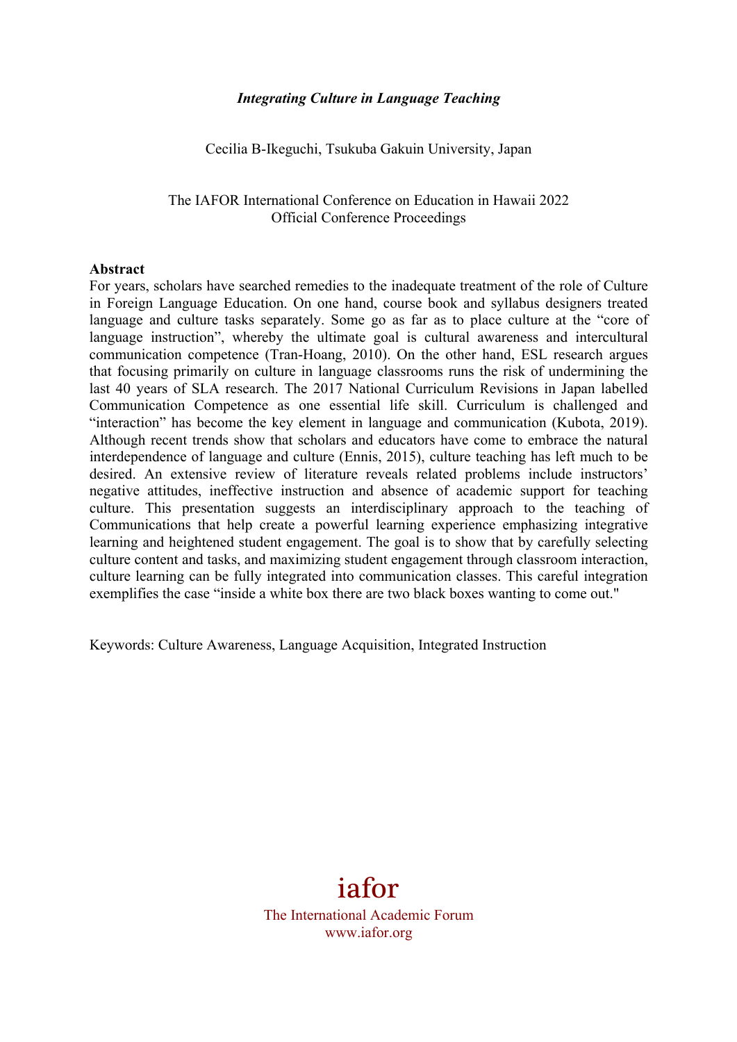# *Integrating Culture in Language Teaching*

Cecilia B-Ikeguchi, Tsukuba Gakuin University, Japan

The IAFOR International Conference on Education in Hawaii 2022
Official Conference Proceedings

**Abstract**

For years, scholars have searched remedies to the inadequate treatment of the role of Culture in Foreign Language Education. On one hand, course book and syllabus designers treated language and culture tasks separately. Some go as far as to place culture at the "core of language instruction", whereby the ultimate goal is cultural awareness and intercultural communication competence (Tran-Hoang, 2010). On the other hand, ESL research argues that focusing primarily on culture in language classrooms runs the risk of undermining the last 40 years of SLA research. The 2017 National Curriculum Revisions in Japan labelled Communication Competence as one essential life skill. Curriculum is challenged and "interaction" has become the key element in language and communication (Kubota, 2019). Although recent trends show that scholars and educators have come to embrace the natural interdependence of language and culture (Ennis, 2015), culture teaching has left much to be desired. An extensive review of literature reveals related problems include instructors' negative attitudes, ineffective instruction and absence of academic support for teaching culture. This presentation suggests an interdisciplinary approach to the teaching of Communications that help create a powerful learning experience emphasizing integrative learning and heightened student engagement. The goal is to show that by carefully selecting culture content and tasks, and maximizing student engagement through classroom interaction, culture learning can be fully integrated into communication classes. This careful integration exemplifies the case "inside a white box there are two black boxes wanting to come out."

Keywords: Culture Awareness, Language Acquisition, Integrated Instruction

iafor
The International Academic Forum
www.iafor.org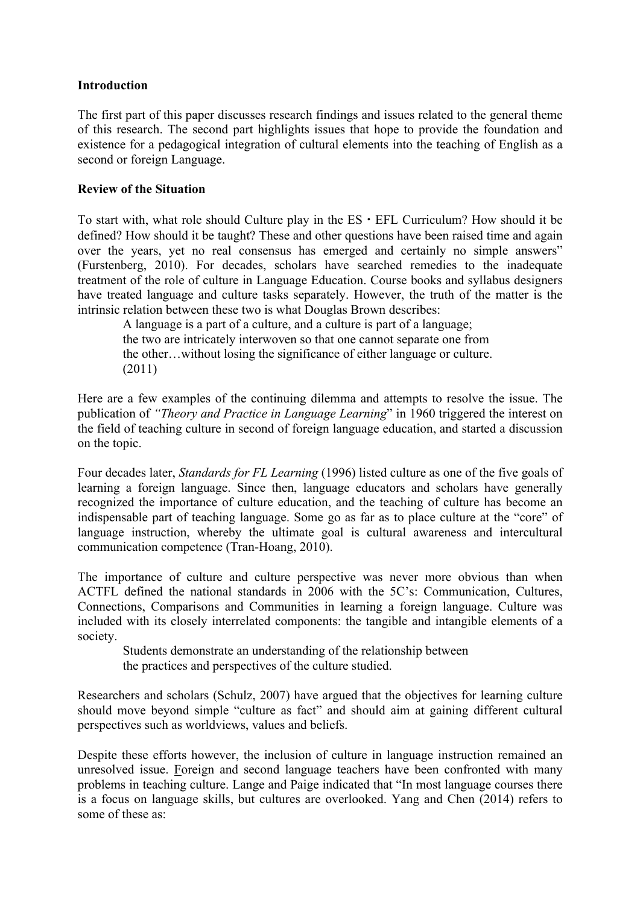**Introduction**

The first part of this paper discusses research findings and issues related to the general theme of this research. The second part highlights issues that hope to provide the foundation and existence for a pedagogical integration of cultural elements into the teaching of English as a second or foreign Language.

**Review of the Situation**

To start with, what role should Culture play in the ES・EFL Curriculum? How should it be defined? How should it be taught? These and other questions have been raised time and again over the years, yet no real consensus has emerged and certainly no simple answers" (Furstenberg, 2010). For decades, scholars have searched remedies to the inadequate treatment of the role of culture in Language Education. Course books and syllabus designers have treated language and culture tasks separately. However, the truth of the matter is the intrinsic relation between these two is what Douglas Brown describes:

> A language is a part of a culture, and a culture is part of a language;
> the two are intricately interwoven so that one cannot separate one from
> the other…without losing the significance of either language or culture.
> (2011)

Here are a few examples of the continuing dilemma and attempts to resolve the issue. The publication of *"Theory and Practice in Language Learning*" in 1960 triggered the interest on the field of teaching culture in second of foreign language education, and started a discussion on the topic.

Four decades later, *Standards for FL Learning* (1996) listed culture as one of the five goals of learning a foreign language. Since then, language educators and scholars have generally recognized the importance of culture education, and the teaching of culture has become an indispensable part of teaching language. Some go as far as to place culture at the "core" of language instruction, whereby the ultimate goal is cultural awareness and intercultural communication competence (Tran-Hoang, 2010).

The importance of culture and culture perspective was never more obvious than when ACTFL defined the national standards in 2006 with the 5C's: Communication, Cultures, Connections, Comparisons and Communities in learning a foreign language. Culture was included with its closely interrelated components: the tangible and intangible elements of a society.

> Students demonstrate an understanding of the relationship between
> the practices and perspectives of the culture studied.

Researchers and scholars (Schulz, 2007) have argued that the objectives for learning culture should move beyond simple "culture as fact" and should aim at gaining different cultural perspectives such as worldviews, values and beliefs.

Despite these efforts however, the inclusion of culture in language instruction remained an unresolved issue. Foreign and second language teachers have been confronted with many problems in teaching culture. Lange and Paige indicated that "In most language courses there is a focus on language skills, but cultures are overlooked. Yang and Chen (2014) refers to some of these as: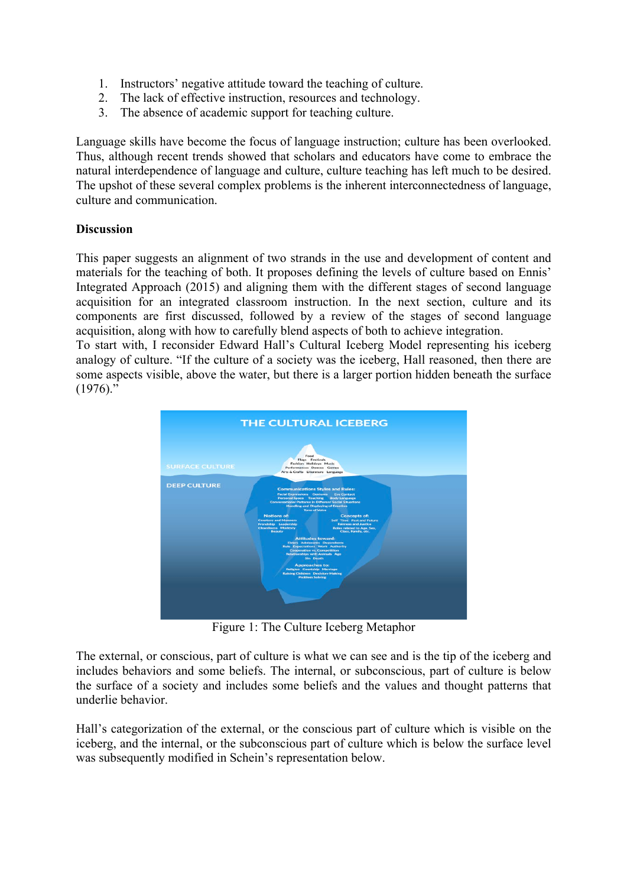1. Instructors' negative attitude toward the teaching of culture.
2. The lack of effective instruction, resources and technology.
3. The absence of academic support for teaching culture.

Language skills have become the focus of language instruction; culture has been overlooked. Thus, although recent trends showed that scholars and educators have come to embrace the natural interdependence of language and culture, culture teaching has left much to be desired. The upshot of these several complex problems is the inherent interconnectedness of language, culture and communication.

## Discussion

This paper suggests an alignment of two strands in the use and development of content and materials for the teaching of both. It proposes defining the levels of culture based on Ennis' Integrated Approach (2015) and aligning them with the different stages of second language acquisition for an integrated classroom instruction. In the next section, culture and its components are first discussed, followed by a review of the stages of second language acquisition, along with how to carefully blend aspects of both to achieve integration.
To start with, I reconsider Edward Hall's Cultural Iceberg Model representing his iceberg analogy of culture. "If the culture of a society was the iceberg, Hall reasoned, then there are some aspects visible, above the water, but there is a larger portion hidden beneath the surface (1976)."

Figure 1: The Culture Iceberg Metaphor

The external, or conscious, part of culture is what we can see and is the tip of the iceberg and includes behaviors and some beliefs. The internal, or subconscious, part of culture is below the surface of a society and includes some beliefs and the values and thought patterns that underlie behavior.

Hall's categorization of the external, or the conscious part of culture which is visible on the iceberg, and the internal, or the subconscious part of culture which is below the surface level was subsequently modified in Schein's representation below.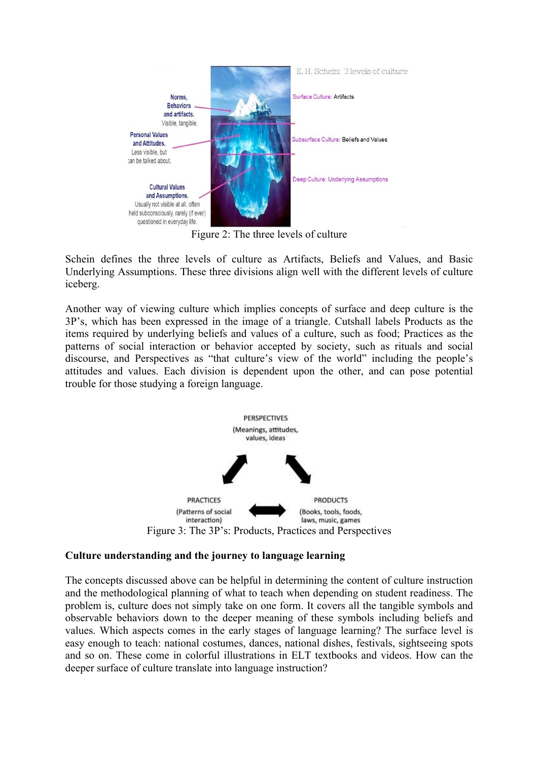Figure 2: The three levels of culture

Schein defines the three levels of culture as Artifacts, Beliefs and Values, and Basic Underlying Assumptions. These three divisions align well with the different levels of culture iceberg.

Another way of viewing culture which implies concepts of surface and deep culture is the 3P's, which has been expressed in the image of a triangle. Cutshall labels Products as the items required by underlying beliefs and values of a culture, such as food; Practices as the patterns of social interaction or behavior accepted by society, such as rituals and social discourse, and Perspectives as "that culture's view of the world" including the people's attitudes and values. Each division is dependent upon the other, and can pose potential trouble for those studying a foreign language.

Figure 3: The 3P's: Products, Practices and Perspectives

**Culture understanding and the journey to language learning**

The concepts discussed above can be helpful in determining the content of culture instruction and the methodological planning of what to teach when depending on student readiness. The problem is, culture does not simply take on one form. It covers all the tangible symbols and observable behaviors down to the deeper meaning of these symbols including beliefs and values. Which aspects comes in the early stages of language learning? The surface level is easy enough to teach: national costumes, dances, national dishes, festivals, sightseeing spots and so on. These come in colorful illustrations in ELT textbooks and videos. How can the deeper surface of culture translate into language instruction?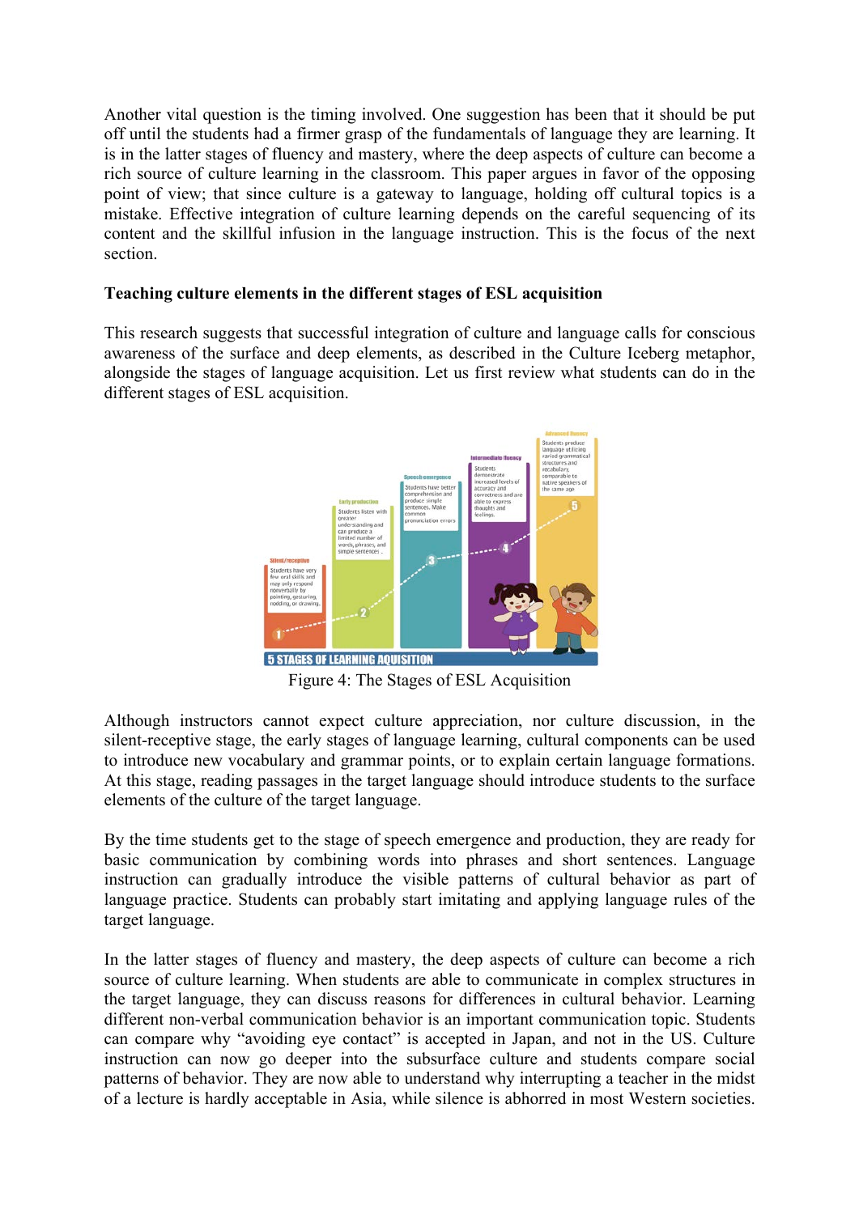Another vital question is the timing involved. One suggestion has been that it should be put off until the students had a firmer grasp of the fundamentals of language they are learning. It is in the latter stages of fluency and mastery, where the deep aspects of culture can become a rich source of culture learning in the classroom. This paper argues in favor of the opposing point of view; that since culture is a gateway to language, holding off cultural topics is a mistake. Effective integration of culture learning depends on the careful sequencing of its content and the skillful infusion in the language instruction. This is the focus of the next section.

**Teaching culture elements in the different stages of ESL acquisition**

This research suggests that successful integration of culture and language calls for conscious awareness of the surface and deep elements, as described in the Culture Iceberg metaphor, alongside the stages of language acquisition. Let us first review what students can do in the different stages of ESL acquisition.

Figure 4: The Stages of ESL Acquisition

Although instructors cannot expect culture appreciation, nor culture discussion, in the silent-receptive stage, the early stages of language learning, cultural components can be used to introduce new vocabulary and grammar points, or to explain certain language formations. At this stage, reading passages in the target language should introduce students to the surface elements of the culture of the target language.

By the time students get to the stage of speech emergence and production, they are ready for basic communication by combining words into phrases and short sentences. Language instruction can gradually introduce the visible patterns of cultural behavior as part of language practice. Students can probably start imitating and applying language rules of the target language.

In the latter stages of fluency and mastery, the deep aspects of culture can become a rich source of culture learning. When students are able to communicate in complex structures in the target language, they can discuss reasons for differences in cultural behavior. Learning different non-verbal communication behavior is an important communication topic. Students can compare why "avoiding eye contact" is accepted in Japan, and not in the US. Culture instruction can now go deeper into the subsurface culture and students compare social patterns of behavior. They are now able to understand why interrupting a teacher in the midst of a lecture is hardly acceptable in Asia, while silence is abhorred in most Western societies.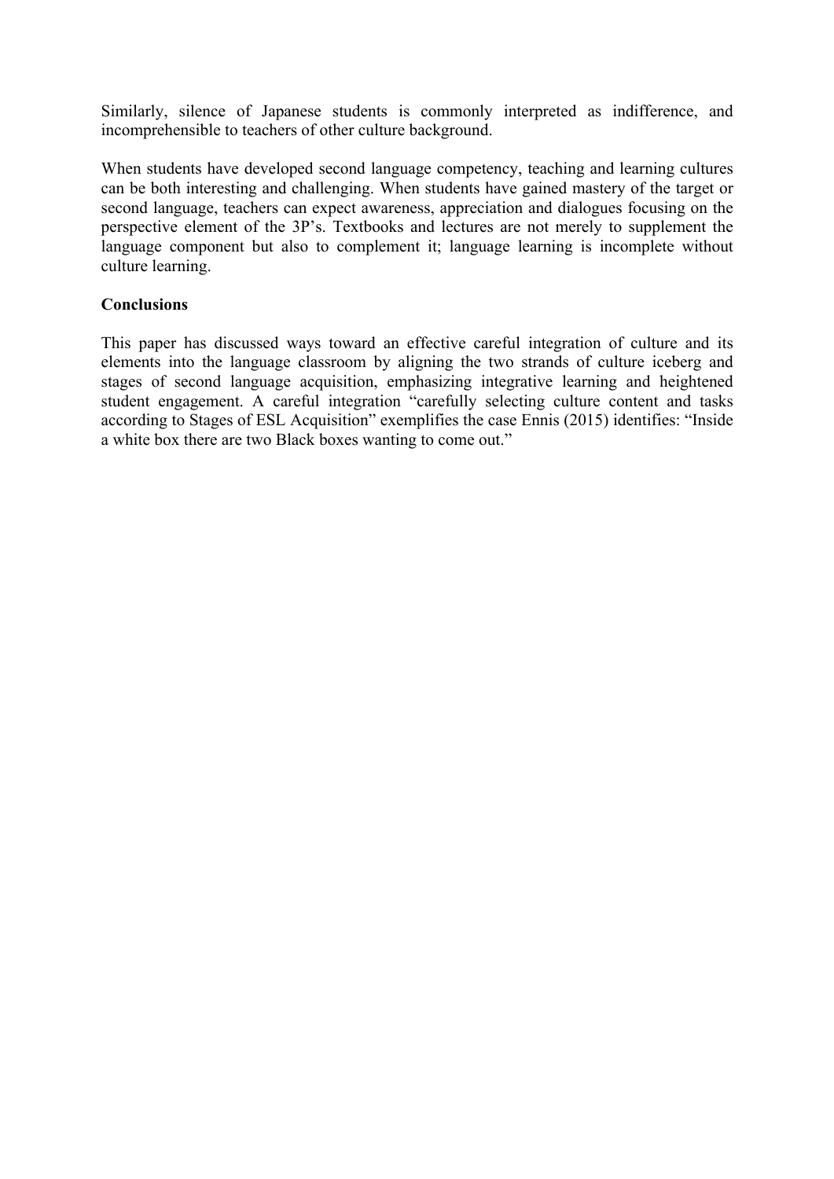Similarly, silence of Japanese students is commonly interpreted as indifference, and incomprehensible to teachers of other culture background.

When students have developed second language competency, teaching and learning cultures can be both interesting and challenging. When students have gained mastery of the target or second language, teachers can expect awareness, appreciation and dialogues focusing on the perspective element of the 3P's. Textbooks and lectures are not merely to supplement the language component but also to complement it; language learning is incomplete without culture learning.

**Conclusions**

This paper has discussed ways toward an effective careful integration of culture and its elements into the language classroom by aligning the two strands of culture iceberg and stages of second language acquisition, emphasizing integrative learning and heightened student engagement. A careful integration "carefully selecting culture content and tasks according to Stages of ESL Acquisition" exemplifies the case Ennis (2015) identifies: "Inside a white box there are two Black boxes wanting to come out."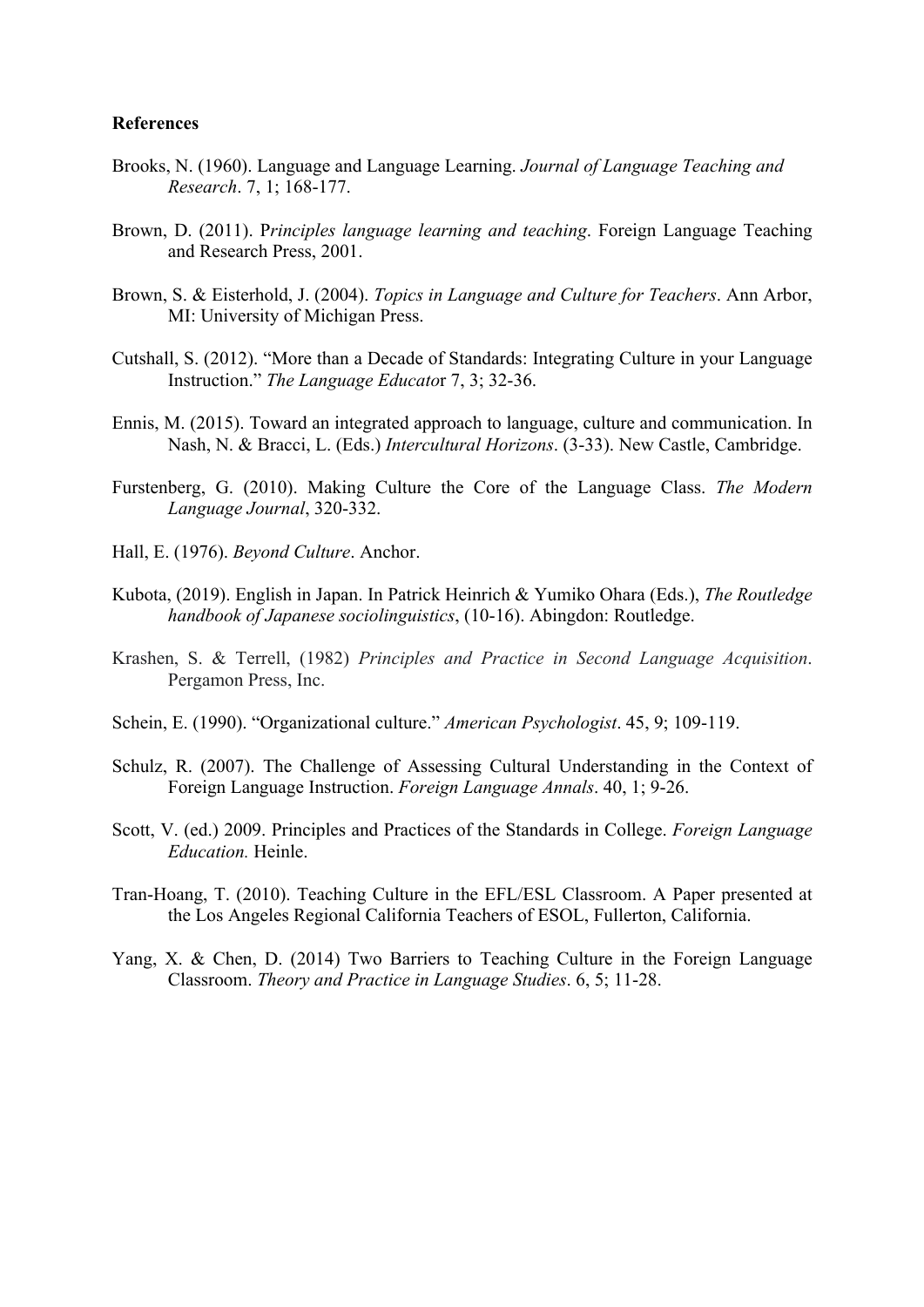**References**

Brooks, N. (1960). Language and Language Learning. *Journal of Language Teaching and Research*. 7, 1; 168-177.

Brown, D. (2011). P*rinciples language learning and teaching*. Foreign Language Teaching and Research Press, 2001.

Brown, S. & Eisterhold, J. (2004). *Topics in Language and Culture for Teachers*. Ann Arbor, MI: University of Michigan Press.

Cutshall, S. (2012). "More than a Decade of Standards: Integrating Culture in your Language Instruction." *The Language Educato*r 7, 3; 32-36.

Ennis, M. (2015). Toward an integrated approach to language, culture and communication. In Nash, N. & Bracci, L. (Eds.) *Intercultural Horizons*. (3-33). New Castle, Cambridge.

Furstenberg, G. (2010). Making Culture the Core of the Language Class. *The Modern Language Journal*, 320-332.

Hall, E. (1976). *Beyond Culture*. Anchor.

Kubota, (2019). English in Japan. In Patrick Heinrich & Yumiko Ohara (Eds.), *The Routledge handbook of Japanese sociolinguistics*, (10-16). Abingdon: Routledge.

Krashen, S. & Terrell, (1982) *Principles and Practice in Second Language Acquisition*. Pergamon Press, Inc.

Schein, E. (1990). "Organizational culture." *American Psychologist*. 45, 9; 109-119.

Schulz, R. (2007). The Challenge of Assessing Cultural Understanding in the Context of Foreign Language Instruction. *Foreign Language Annals*. 40, 1; 9-26.

Scott, V. (ed.) 2009. Principles and Practices of the Standards in College. *Foreign Language Education.* Heinle.

Tran-Hoang, T. (2010). Teaching Culture in the EFL/ESL Classroom. A Paper presented at the Los Angeles Regional California Teachers of ESOL, Fullerton, California.

Yang, X. & Chen, D. (2014) Two Barriers to Teaching Culture in the Foreign Language Classroom. *Theory and Practice in Language Studies*. 6, 5; 11-28.